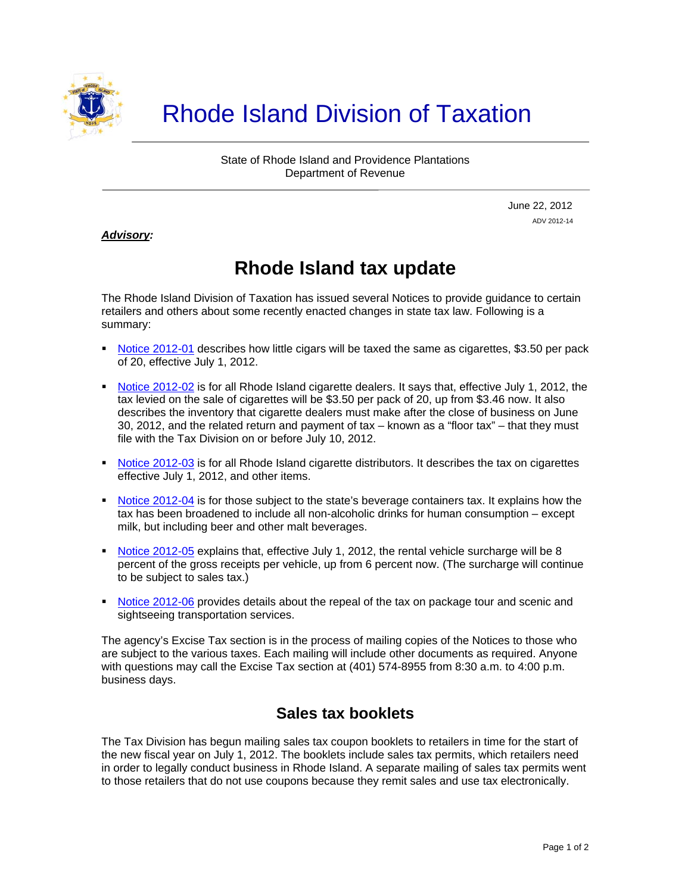# Rhode Island Division of Taxation

State of Rhode Island and Providence Plantations
Department of Revenue

June 22, 2012
ADV 2012-14

***Advisory:***

## Rhode Island tax update

The Rhode Island Division of Taxation has issued several Notices to provide guidance to certain retailers and others about some recently enacted changes in state tax law. Following is a summary:

- Notice 2012-01 describes how little cigars will be taxed the same as cigarettes, $3.50 per pack of 20, effective July 1, 2012.
- Notice 2012-02 is for all Rhode Island cigarette dealers. It says that, effective July 1, 2012, the tax levied on the sale of cigarettes will be $3.50 per pack of 20, up from $3.46 now. It also describes the inventory that cigarette dealers must make after the close of business on June 30, 2012, and the related return and payment of tax – known as a "floor tax" – that they must file with the Tax Division on or before July 10, 2012.
- Notice 2012-03 is for all Rhode Island cigarette distributors. It describes the tax on cigarettes effective July 1, 2012, and other items.
- Notice 2012-04 is for those subject to the state's beverage containers tax. It explains how the tax has been broadened to include all non-alcoholic drinks for human consumption – except milk, but including beer and other malt beverages.
- Notice 2012-05 explains that, effective July 1, 2012, the rental vehicle surcharge will be 8 percent of the gross receipts per vehicle, up from 6 percent now. (The surcharge will continue to be subject to sales tax.)
- Notice 2012-06 provides details about the repeal of the tax on package tour and scenic and sightseeing transportation services.

The agency's Excise Tax section is in the process of mailing copies of the Notices to those who are subject to the various taxes. Each mailing will include other documents as required. Anyone with questions may call the Excise Tax section at (401) 574-8955 from 8:30 a.m. to 4:00 p.m. business days.

## Sales tax booklets

The Tax Division has begun mailing sales tax coupon booklets to retailers in time for the start of the new fiscal year on July 1, 2012. The booklets include sales tax permits, which retailers need in order to legally conduct business in Rhode Island. A separate mailing of sales tax permits went to those retailers that do not use coupons because they remit sales and use tax electronically.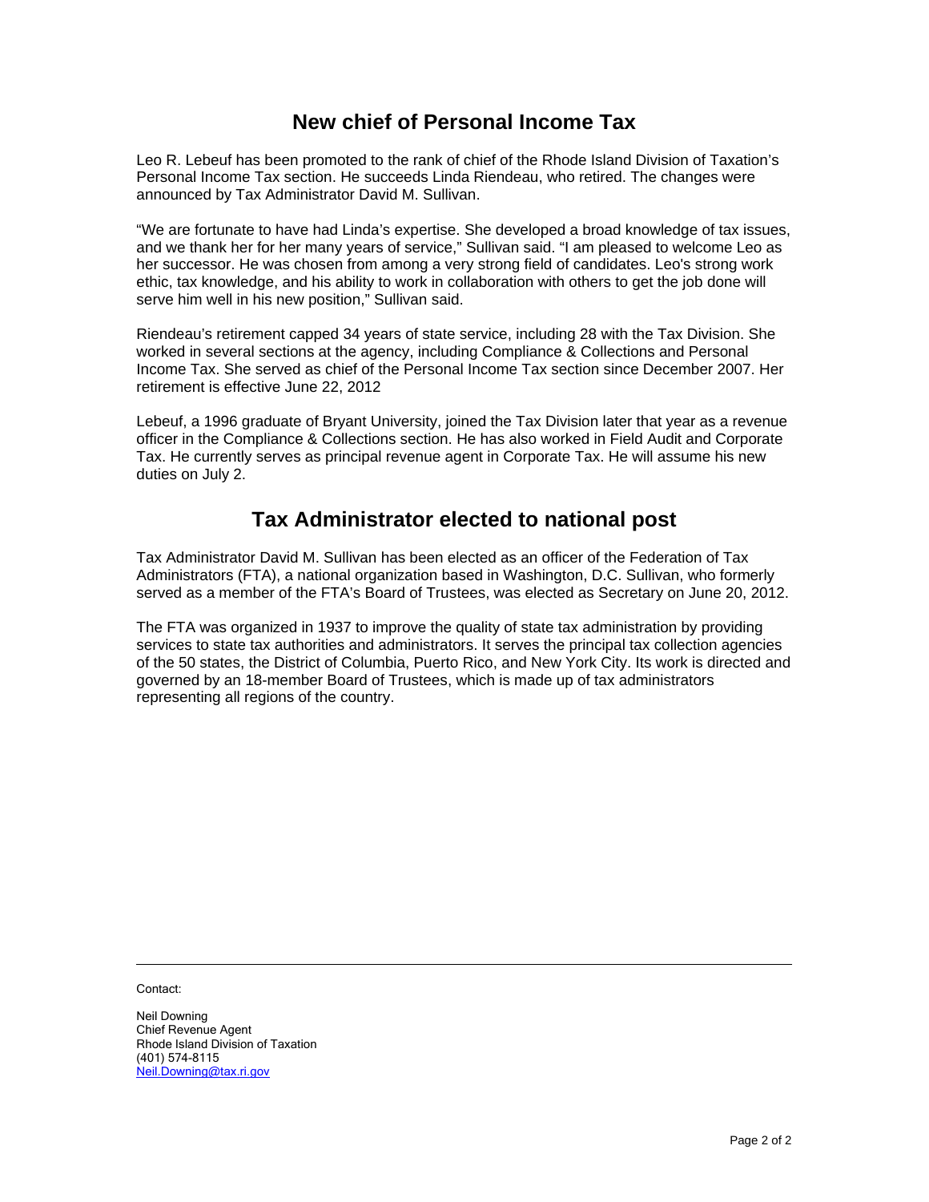## New chief of Personal Income Tax

Leo R. Lebeuf has been promoted to the rank of chief of the Rhode Island Division of Taxation's Personal Income Tax section. He succeeds Linda Riendeau, who retired. The changes were announced by Tax Administrator David M. Sullivan.

"We are fortunate to have had Linda's expertise. She developed a broad knowledge of tax issues, and we thank her for her many years of service," Sullivan said. "I am pleased to welcome Leo as her successor. He was chosen from among a very strong field of candidates. Leo's strong work ethic, tax knowledge, and his ability to work in collaboration with others to get the job done will serve him well in his new position," Sullivan said.

Riendeau's retirement capped 34 years of state service, including 28 with the Tax Division. She worked in several sections at the agency, including Compliance & Collections and Personal Income Tax. She served as chief of the Personal Income Tax section since December 2007. Her retirement is effective June 22, 2012

Lebeuf, a 1996 graduate of Bryant University, joined the Tax Division later that year as a revenue officer in the Compliance & Collections section. He has also worked in Field Audit and Corporate Tax. He currently serves as principal revenue agent in Corporate Tax. He will assume his new duties on July 2.

## Tax Administrator elected to national post

Tax Administrator David M. Sullivan has been elected as an officer of the Federation of Tax Administrators (FTA), a national organization based in Washington, D.C. Sullivan, who formerly served as a member of the FTA's Board of Trustees, was elected as Secretary on June 20, 2012.

The FTA was organized in 1937 to improve the quality of state tax administration by providing services to state tax authorities and administrators. It serves the principal tax collection agencies of the 50 states, the District of Columbia, Puerto Rico, and New York City. Its work is directed and governed by an 18-member Board of Trustees, which is made up of tax administrators representing all regions of the country.

---

Contact:

Neil Downing
Chief Revenue Agent
Rhode Island Division of Taxation
(401) 574-8115
Neil.Downing@tax.ri.gov